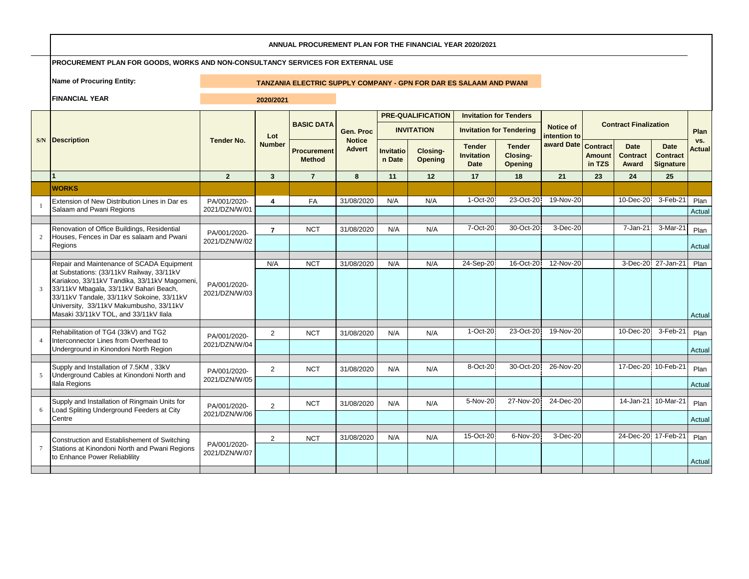**ANNUAL PROCUREMENT PLAN FOR THE FINANCIAL YEAR 2020/2021**

**PROCUREMENT PLAN FOR GOODS, WORKS AND NON-CONSULTANCY SERVICES FOR EXTERNAL USE**

**Name of Procuring Entity:** **TANZANIA ELECTRIC SUPPLY COMPANY - GPN FOR DAR ES SALAAM AND PWANI**

**FINANCIAL YEAR** **2020/2021**

| S/N | Description | Tender No. | Lot Number | BASIC DATA | Gen. Proc Notice Advert | PRE-QUALIFICATION INVITATION | | Invitation for Tenders: Invitation for Tendering | | Notice of intention to award Date | Contract Finalization | | | Plan vs. Actual |
|---|---|---|---|---|---|---|---|---|---|---|---|---|---|---|
| | | | | Procurement Method | | Invitation Date | Closing-Opening | Tender Invitation Date | Tender Closing-Opening | | Contract Amount in TZS | Date Contract Award | Date Contract Signature | |
| | 1 | 2 | 3 | 7 | 8 | 11 | 12 | 17 | 18 | 21 | 23 | 24 | 25 | |
| | **WORKS** | | | | | | | | | | | | | |
| 1 | Extension of New Distribution Lines in Dar es Salaam and Pwani Regions | PA/001/2020-2021/DZN/W/01 | 4 | FA | 31/08/2020 | N/A | N/A | 1-Oct-20 | 23-Oct-20 | 19-Nov-20 | | 10-Dec-20 | 3-Feb-21 | Plan |
| | | | | | | | | | | | | | | Actual |
| 2 | Renovation of Office Buildings, Residential Houses, Fences in Dar es salaam and Pwani Regions | PA/001/2020-2021/DZN/W/02 | 7 | NCT | 31/08/2020 | N/A | N/A | 7-Oct-20 | 30-Oct-20 | 3-Dec-20 | | 7-Jan-21 | 3-Mar-21 | Plan |
| | | | | | | | | | | | | | | Actual |
| 3 | Repair and Maintenance of SCADA Equipment at Substations: (33/11kV Railway, 33/11kV Kariakoo, 33/11kV Tandika, 33/11kV Magomeni, 33/11kV Mbagala, 33/11kV Bahari Beach, 33/11kV Tandale, 33/11kV Sokoine, 33/11kV University, 33/11kV Makumbusho, 33/11kV Masaki 33/11kV TOL, and 33/11kV Ilala | PA/001/2020-2021/DZN/W/03 | N/A | NCT | 31/08/2020 | N/A | N/A | 24-Sep-20 | 16-Oct-20 | 12-Nov-20 | | 3-Dec-20 | 27-Jan-21 | Plan |
| | | | | | | | | | | | | | | Actual |
| 4 | Rehabilitation of TG4 (33kV) and TG2 Interconnector Lines from Overhead to Underground in Kinondoni North Region | PA/001/2020-2021/DZN/W/04 | 2 | NCT | 31/08/2020 | N/A | N/A | 1-Oct-20 | 23-Oct-20 | 19-Nov-20 | | 10-Dec-20 | 3-Feb-21 | Plan |
| | | | | | | | | | | | | | | Actual |
| 5 | Supply and Installation of 7.5KM , 33kV Underground Cables at Kinondoni North and Ilala Regions | PA/001/2020-2021/DZN/W/05 | 2 | NCT | 31/08/2020 | N/A | N/A | 8-Oct-20 | 30-Oct-20 | 26-Nov-20 | | 17-Dec-20 | 10-Feb-21 | Plan |
| | | | | | | | | | | | | | | Actual |
| 6 | Supply and Installation of Ringmain Units for Load Spliting Underground Feeders at City Centre | PA/001/2020-2021/DZN/W/06 | 2 | NCT | 31/08/2020 | N/A | N/A | 5-Nov-20 | 27-Nov-20 | 24-Dec-20 | | 14-Jan-21 | 10-Mar-21 | Plan |
| | | | | | | | | | | | | | | Actual |
| 7 | Construction and Establishement of Switching Stations at Kinondoni North and Pwani Regions to Enhance Power Reliablility | PA/001/2020-2021/DZN/W/07 | 2 | NCT | 31/08/2020 | N/A | N/A | 15-Oct-20 | 6-Nov-20 | 3-Dec-20 | | 24-Dec-20 | 17-Feb-21 | Plan |
| | | | | | | | | | | | | | | Actual |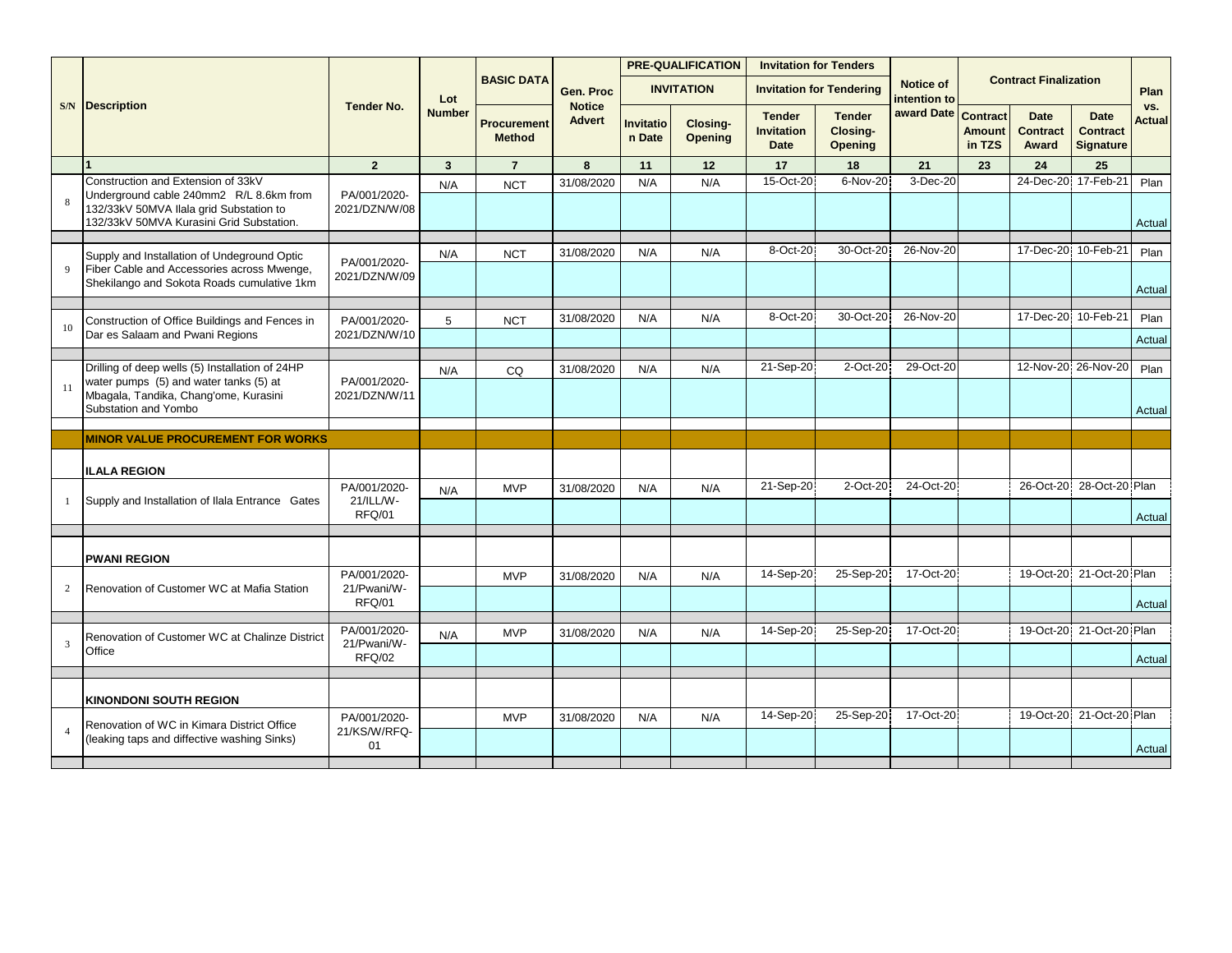| S/N | Description | Tender No. | Lot Number | BASIC DATA | Gen. Proc Notice Advert | PRE-QUALIFICATION | | Invitation for Tenders | | Notice of intention to award Date | Contract Finalization | | | Plan vs. Actual |
|---|---|---|---|---|---|---|---|---|---|---|---|---|---|---|
| | | | | | | INVITATION | | Invitation for Tendering | | | | | | |
| | | | | Procurement Method | | Invitation Date | Closing-Opening | Tender Invitation Date | Tender Closing-Opening | | Contract Amount in TZS | Date Contract Award | Date Contract Signature | |
| | 1 | 2 | 3 | 7 | 8 | 11 | 12 | 17 | 18 | 21 | 23 | 24 | 25 | |
| 8 | Construction and Extension of 33kV Underground cable 240mm2 R/L 8.6km from 132/33kV 50MVA Ilala grid Substation to 132/33kV 50MVA Kurasini Grid Substation. | PA/001/2020-2021/DZN/W/08 | N/A | NCT | 31/08/2020 | N/A | N/A | 15-Oct-20 | 6-Nov-20 | 3-Dec-20 | | 24-Dec-20 | 17-Feb-21 | Plan |
| | | | | | | | | | | | | | | Actual |
| 9 | Supply and Installation of Undeground Optic Fiber Cable and Accessories across Mwenge, Shekilango and Sokota Roads cumulative 1km | PA/001/2020-2021/DZN/W/09 | N/A | NCT | 31/08/2020 | N/A | N/A | 8-Oct-20 | 30-Oct-20 | 26-Nov-20 | | 17-Dec-20 | 10-Feb-21 | Plan |
| | | | | | | | | | | | | | | Actual |
| 10 | Construction of Office Buildings and Fences in Dar es Salaam and Pwani Regions | PA/001/2020-2021/DZN/W/10 | 5 | NCT | 31/08/2020 | N/A | N/A | 8-Oct-20 | 30-Oct-20 | 26-Nov-20 | | 17-Dec-20 | 10-Feb-21 | Plan |
| | | | | | | | | | | | | | | Actual |
| 11 | Drilling of deep wells (5) Installation of 24HP water pumps (5) and water tanks (5) at Mbagala, Tandika, Chang'ome, Kurasini Substation and Yombo | PA/001/2020-2021/DZN/W/11 | N/A | CQ | 31/08/2020 | N/A | N/A | 21-Sep-20 | 2-Oct-20 | 29-Oct-20 | | 12-Nov-20 | 26-Nov-20 | Plan |
| | | | | | | | | | | | | | | Actual |
| | **MINOR VALUE PROCUREMENT FOR WORKS** | | | | | | | | | | | | | |
| | **ILALA REGION** | | | | | | | | | | | | | |
| 1 | Supply and Installation of Ilala Entrance Gates | PA/001/2020-21/ILL/W-RFQ/01 | N/A | MVP | 31/08/2020 | N/A | N/A | 21-Sep-20 | 2-Oct-20 | 24-Oct-20 | | 26-Oct-20 | 28-Oct-20 | Plan |
| | | | | | | | | | | | | | | Actual |
| | **PWANI REGION** | | | | | | | | | | | | | |
| 2 | Renovation of Customer WC at Mafia Station | PA/001/2020-21/Pwani/W-RFQ/01 | | MVP | 31/08/2020 | N/A | N/A | 14-Sep-20 | 25-Sep-20 | 17-Oct-20 | | 19-Oct-20 | 21-Oct-20 | Plan |
| | | | | | | | | | | | | | | Actual |
| 3 | Renovation of Customer WC at Chalinze District Office | PA/001/2020-21/Pwani/W-RFQ/02 | N/A | MVP | 31/08/2020 | N/A | N/A | 14-Sep-20 | 25-Sep-20 | 17-Oct-20 | | 19-Oct-20 | 21-Oct-20 | Plan |
| | | | | | | | | | | | | | | Actual |
| | **KINONDONI SOUTH REGION** | | | | | | | | | | | | | |
| 4 | Renovation of WC in Kimara District Office (leaking taps and diffective washing Sinks) | PA/001/2020-21/KS/W/RFQ-01 | | MVP | 31/08/2020 | N/A | N/A | 14-Sep-20 | 25-Sep-20 | 17-Oct-20 | | 19-Oct-20 | 21-Oct-20 | Plan |
| | | | | | | | | | | | | | | Actual |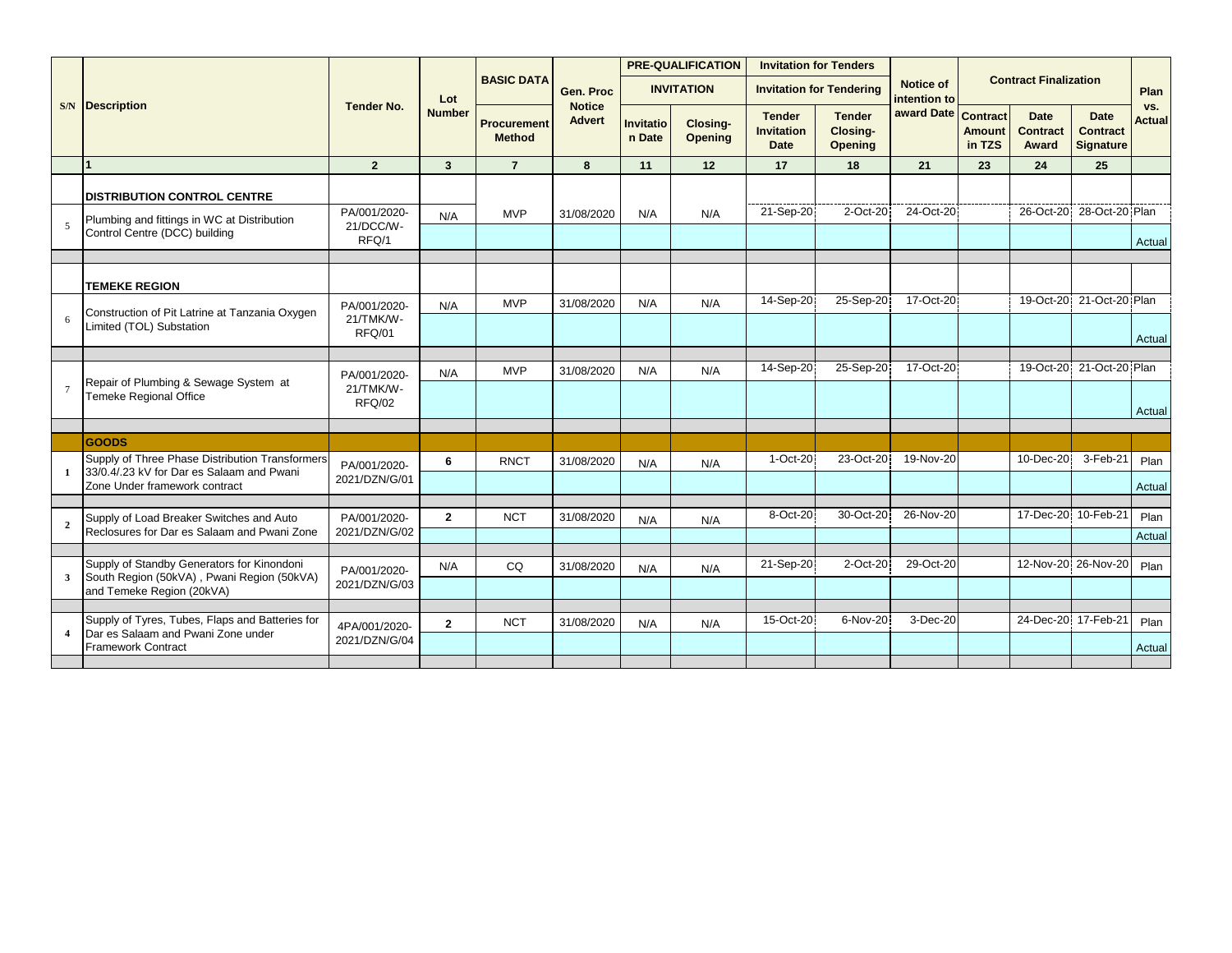| S/N | Description | Tender No. | Lot Number | BASIC DATA | Gen. Proc Notice Advert | PRE-QUALIFICATION INVITATION | | Invitation for Tenders / Invitation for Tendering | | Notice of intention to award Date | Contract Finalization | | | Plan vs. Actual |
|---|---|---|---|---|---|---|---|---|---|---|---|---|---|---|
| | | | | Procurement Method | | Invitation Date | Closing-Opening | Tender Invitation Date | Tender Closing-Opening | | Contract Amount in TZS | Date Contract Award | Date Contract Signature | |
| | 1 | 2 | 3 | 7 | 8 | 11 | 12 | 17 | 18 | 21 | 23 | 24 | 25 | |
| | **DISTRIBUTION CONTROL CENTRE** | | | | | | | | | | | | | |
| 5 | Plumbing and fittings in WC at Distribution Control Centre (DCC) building | PA/001/2020-21/DCC/W-RFQ/1 | N/A | MVP | 31/08/2020 | N/A | N/A | 21-Sep-20 | 2-Oct-20 | 24-Oct-20 | | 26-Oct-20 | 28-Oct-20 | Plan |
| | | | | | | | | | | | | | | Actual |
| | **TEMEKE REGION** | | | | | | | | | | | | | |
| 6 | Construction of Pit Latrine at Tanzania Oxygen Limited (TOL) Substation | PA/001/2020-21/TMK/W-RFQ/01 | N/A | MVP | 31/08/2020 | N/A | N/A | 14-Sep-20 | 25-Sep-20 | 17-Oct-20 | | 19-Oct-20 | 21-Oct-20 | Plan |
| | | | | | | | | | | | | | | Actual |
| 7 | Repair of Plumbing & Sewage System at Temeke Regional Office | PA/001/2020-21/TMK/W-RFQ/02 | N/A | MVP | 31/08/2020 | N/A | N/A | 14-Sep-20 | 25-Sep-20 | 17-Oct-20 | | 19-Oct-20 | 21-Oct-20 | Plan |
| | | | | | | | | | | | | | | Actual |
| | **GOODS** | | | | | | | | | | | | | |
| 1 | Supply of Three Phase Distribution Transformers 33/0.4/.23 kV for Dar es Salaam and Pwani Zone Under framework contract | PA/001/2020-2021/DZN/G/01 | 6 | RNCT | 31/08/2020 | N/A | N/A | 1-Oct-20 | 23-Oct-20 | 19-Nov-20 | | 10-Dec-20 | 3-Feb-21 | Plan |
| | | | | | | | | | | | | | | Actual |
| 2 | Supply of Load Breaker Switches and Auto Reclosures for Dar es Salaam and Pwani Zone | PA/001/2020-2021/DZN/G/02 | 2 | NCT | 31/08/2020 | N/A | N/A | 8-Oct-20 | 30-Oct-20 | 26-Nov-20 | | 17-Dec-20 | 10-Feb-21 | Plan |
| | | | | | | | | | | | | | | Actual |
| 3 | Supply of Standby Generators for Kinondoni South Region (50kVA) , Pwani Region (50kVA) and Temeke Region (20kVA) | PA/001/2020-2021/DZN/G/03 | N/A | CQ | 31/08/2020 | N/A | N/A | 21-Sep-20 | 2-Oct-20 | 29-Oct-20 | | 12-Nov-20 | 26-Nov-20 | Plan |
| | | | | | | | | | | | | | | |
| 4 | Supply of Tyres, Tubes, Flaps and Batteries for Dar es Salaam and Pwani Zone under Framework Contract | 4PA/001/2020-2021/DZN/G/04 | 2 | NCT | 31/08/2020 | N/A | N/A | 15-Oct-20 | 6-Nov-20 | 3-Dec-20 | | 24-Dec-20 | 17-Feb-21 | Plan |
| | | | | | | | | | | | | | | Actual |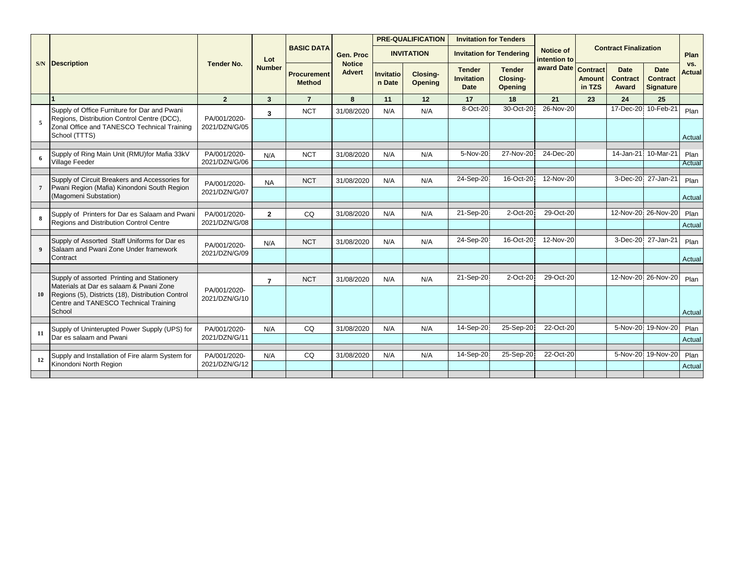| S/N | Description | Tender No. | Lot Number | BASIC DATA | Gen. Proc Notice Advert | PRE-QUALIFICATION INVITATION | | Invitation for Tenders Invitation for Tendering | | Notice of intention to award Date | Contract Finalization | | | Plan vs. Actual |
|---|---|---|---|---|---|---|---|---|---|---|---|---|---|---|
| | | | | Procurement Method | | Invitation Date | Closing-Opening | Tender Invitation Date | Tender Closing-Opening | | Contract Amount in TZS | Date Contract Award | Date Contract Signature | |
| | 1 | 2 | 3 | 7 | 8 | 11 | 12 | 17 | 18 | 21 | 23 | 24 | 25 | |
| 5 | Supply of Office Furniture for Dar and Pwani Regions, Distribution Control Centre (DCC), Zonal Office and TANESCO Technical Training School (TTTS) | PA/001/2020-2021/DZN/G/05 | 3 | NCT | 31/08/2020 | N/A | N/A | 8-Oct-20 | 30-Oct-20 | 26-Nov-20 | | 17-Dec-20 | 10-Feb-21 | Plan |
| | | | | | | | | | | | | | | Actual |
| 6 | Supply of Ring Main Unit (RMU)for Mafia 33kV Village Feeder | PA/001/2020-2021/DZN/G/06 | N/A | NCT | 31/08/2020 | N/A | N/A | 5-Nov-20 | 27-Nov-20 | 24-Dec-20 | | 14-Jan-21 | 10-Mar-21 | Plan |
| | | | | | | | | | | | | | | Actual |
| 7 | Supply of Circuit Breakers and Accessories for Pwani Region (Mafia) Kinondoni South Region (Magomeni Substation) | PA/001/2020-2021/DZN/G/07 | NA | NCT | 31/08/2020 | N/A | N/A | 24-Sep-20 | 16-Oct-20 | 12-Nov-20 | | 3-Dec-20 | 27-Jan-21 | Plan |
| | | | | | | | | | | | | | | Actual |
| 8 | Supply of Printers for Dar es Salaam and Pwani Regions and Distribution Control Centre | PA/001/2020-2021/DZN/G/08 | 2 | CQ | 31/08/2020 | N/A | N/A | 21-Sep-20 | 2-Oct-20 | 29-Oct-20 | | 12-Nov-20 | 26-Nov-20 | Plan |
| | | | | | | | | | | | | | | Actual |
| 9 | Supply of Assorted Staff Uniforms for Dar es Salaam and Pwani Zone Under framework Contract | PA/001/2020-2021/DZN/G/09 | N/A | NCT | 31/08/2020 | N/A | N/A | 24-Sep-20 | 16-Oct-20 | 12-Nov-20 | | 3-Dec-20 | 27-Jan-21 | Plan |
| | | | | | | | | | | | | | | Actual |
| 10 | Supply of assorted Printing and Stationery Materials at Dar es salaam & Pwani Zone Regions (5), Districts (18), Distribution Control Centre and TANESCO Technical Training School | PA/001/2020-2021/DZN/G/10 | 7 | NCT | 31/08/2020 | N/A | N/A | 21-Sep-20 | 2-Oct-20 | 29-Oct-20 | | 12-Nov-20 | 26-Nov-20 | Plan |
| | | | | | | | | | | | | | | Actual |
| 11 | Supply of Uninterupted Power Supply (UPS) for Dar es salaam and Pwani | PA/001/2020-2021/DZN/G/11 | N/A | CQ | 31/08/2020 | N/A | N/A | 14-Sep-20 | 25-Sep-20 | 22-Oct-20 | | 5-Nov-20 | 19-Nov-20 | Plan |
| | | | | | | | | | | | | | | Actual |
| 12 | Supply and Installation of Fire alarm System for Kinondoni North Region | PA/001/2020-2021/DZN/G/12 | N/A | CQ | 31/08/2020 | N/A | N/A | 14-Sep-20 | 25-Sep-20 | 22-Oct-20 | | 5-Nov-20 | 19-Nov-20 | Plan |
| | | | | | | | | | | | | | | Actual |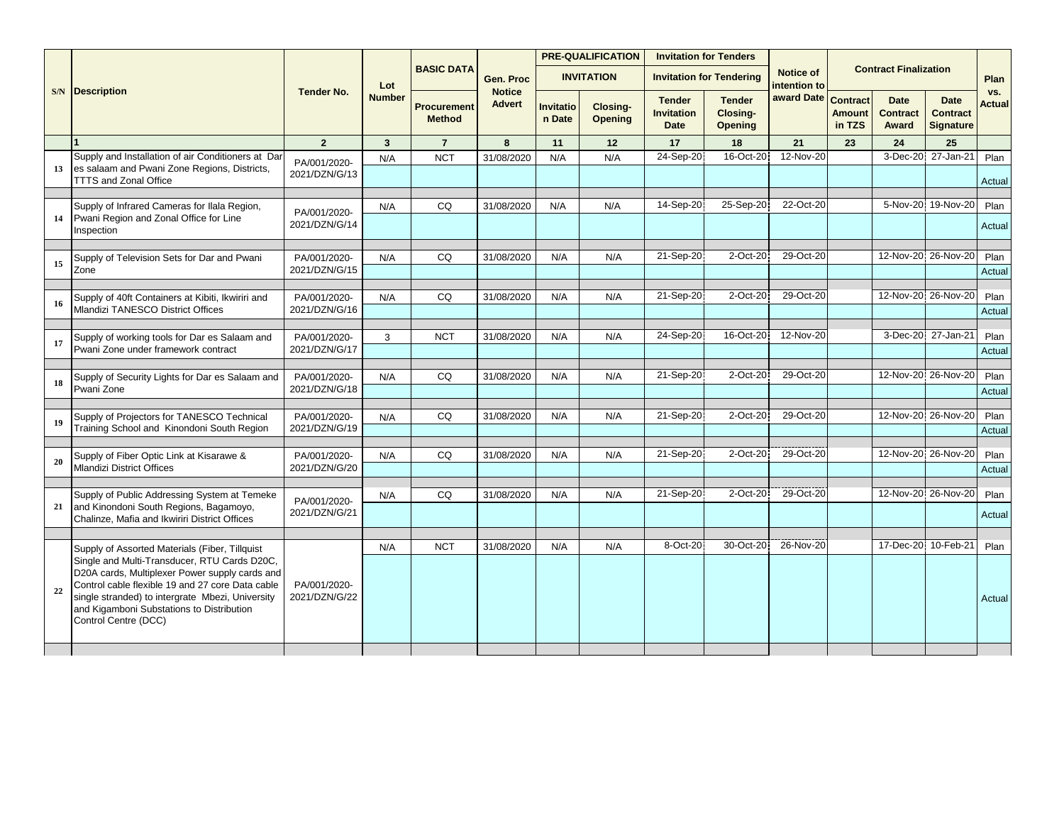| S/N | Description | Tender No. | Lot Number | BASIC DATA | Gen. Proc Notice Advert | PRE-QUALIFICATION INVITATION | | Invitation for Tenders Invitation for Tendering | | Notice of intention to award Date | Contract Finalization | | | Plan vs. Actual |
|---|---|---|---|---|---|---|---|---|---|---|---|---|---|---|
| | | | | Procurement Method | | Invitation Date | Closing-Opening | Tender Invitation Date | Tender Closing-Opening | | Contract Amount in TZS | Date Contract Award | Date Contract Signature | |
| | 1 | 2 | 3 | 7 | 8 | 11 | 12 | 17 | 18 | 21 | 23 | 24 | 25 | |
| 13 | Supply and Installation of air Conditioners at Dar es salaam and Pwani Zone Regions, Districts, TTTS and Zonal Office | PA/001/2020-2021/DZN/G/13 | N/A | NCT | 31/08/2020 | N/A | N/A | 24-Sep-20 | 16-Oct-20 | 12-Nov-20 | | 3-Dec-20 | 27-Jan-21 | Plan |
| | | | | | | | | | | | | | | Actual |
| 14 | Supply of Infrared Cameras for Ilala Region, Pwani Region and Zonal Office for Line Inspection | PA/001/2020-2021/DZN/G/14 | N/A | CQ | 31/08/2020 | N/A | N/A | 14-Sep-20 | 25-Sep-20 | 22-Oct-20 | | 5-Nov-20 | 19-Nov-20 | Plan |
| | | | | | | | | | | | | | | Actual |
| 15 | Supply of Television Sets for Dar and Pwani Zone | PA/001/2020-2021/DZN/G/15 | N/A | CQ | 31/08/2020 | N/A | N/A | 21-Sep-20 | 2-Oct-20 | 29-Oct-20 | | 12-Nov-20 | 26-Nov-20 | Plan |
| | | | | | | | | | | | | | | Actual |
| 16 | Supply of 40ft Containers at Kibiti, Ikwiriri and Mlandizi TANESCO District Offices | PA/001/2020-2021/DZN/G/16 | N/A | CQ | 31/08/2020 | N/A | N/A | 21-Sep-20 | 2-Oct-20 | 29-Oct-20 | | 12-Nov-20 | 26-Nov-20 | Plan |
| | | | | | | | | | | | | | | Actual |
| 17 | Supply of working tools for Dar es Salaam and Pwani Zone under framework contract | PA/001/2020-2021/DZN/G/17 | 3 | NCT | 31/08/2020 | N/A | N/A | 24-Sep-20 | 16-Oct-20 | 12-Nov-20 | | 3-Dec-20 | 27-Jan-21 | Plan |
| | | | | | | | | | | | | | | Actual |
| 18 | Supply of Security Lights for Dar es Salaam and Pwani Zone | PA/001/2020-2021/DZN/G/18 | N/A | CQ | 31/08/2020 | N/A | N/A | 21-Sep-20 | 2-Oct-20 | 29-Oct-20 | | 12-Nov-20 | 26-Nov-20 | Plan |
| | | | | | | | | | | | | | | Actual |
| 19 | Supply of Projectors for TANESCO Technical Training School and Kinondoni South Region | PA/001/2020-2021/DZN/G/19 | N/A | CQ | 31/08/2020 | N/A | N/A | 21-Sep-20 | 2-Oct-20 | 29-Oct-20 | | 12-Nov-20 | 26-Nov-20 | Plan |
| | | | | | | | | | | | | | | Actual |
| 20 | Supply of Fiber Optic Link at Kisarawe & Mlandizi District Offices | PA/001/2020-2021/DZN/G/20 | N/A | CQ | 31/08/2020 | N/A | N/A | 21-Sep-20 | 2-Oct-20 | 29-Oct-20 | | 12-Nov-20 | 26-Nov-20 | Plan |
| | | | | | | | | | | | | | | Actual |
| 21 | Supply of Public Addressing System at Temeke and Kinondoni South Regions, Bagamoyo, Chalinze, Mafia and Ikwiriri District Offices | PA/001/2020-2021/DZN/G/21 | N/A | CQ | 31/08/2020 | N/A | N/A | 21-Sep-20 | 2-Oct-20 | 29-Oct-20 | | 12-Nov-20 | 26-Nov-20 | Plan |
| | | | | | | | | | | | | | | Actual |
| 22 | Supply of Assorted Materials (Fiber, Tillquist Single and Multi-Transducer, RTU Cards D20C, D20A cards, Multiplexer Power supply cards and Control cable flexible 19 and 27 core Data cable single stranded) to intergrate Mbezi, University and Kigamboni Substations to Distribution Control Centre (DCC) | PA/001/2020-2021/DZN/G/22 | N/A | NCT | 31/08/2020 | N/A | N/A | 8-Oct-20 | 30-Oct-20 | 26-Nov-20 | | 17-Dec-20 | 10-Feb-21 | Plan |
| | | | | | | | | | | | | | | Actual |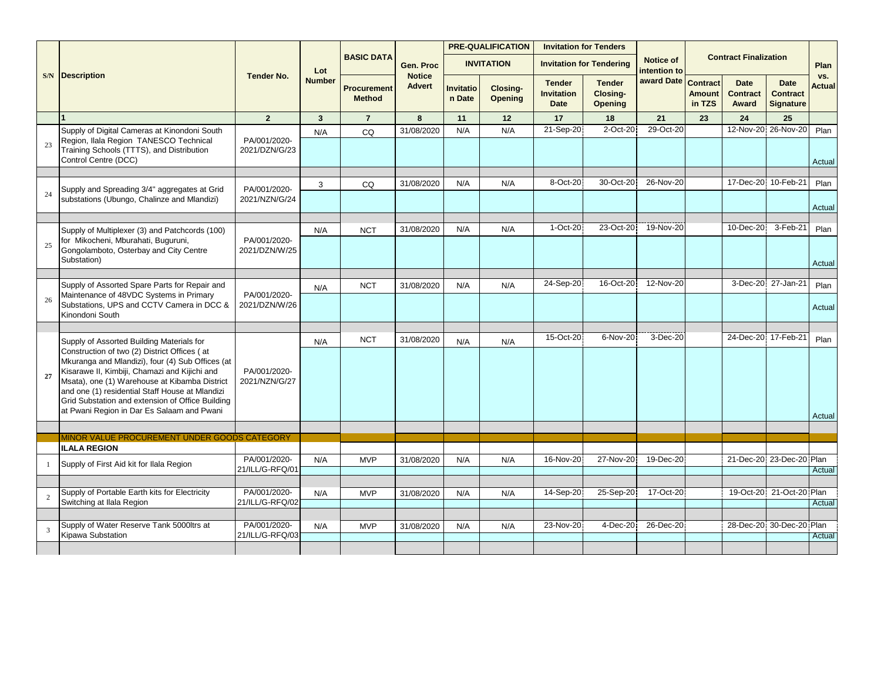| S/N | Description | Tender No. | Lot Number | BASIC DATA | Gen. Proc Notice Advert | PRE-QUALIFICATION INVITATION | | Invitation for Tenders Invitation for Tendering | | Notice of intention to award Date | Contract Finalization | | | Plan vs. Actual |
|---|---|---|---|---|---|---|---|---|---|---|---|---|---|---|
| | | | | Procurement Method | | Invitation Date | Closing-Opening | Tender Invitation Date | Tender Closing-Opening | | Contract Amount in TZS | Date Contract Award | Date Contract Signature | |
| | 1 | 2 | 3 | 7 | 8 | 11 | 12 | 17 | 18 | 21 | 23 | 24 | 25 | |
| 23 | Supply of Digital Cameras at Kinondoni South Region, Ilala Region TANESCO Technical Training Schools (TTTS), and Distribution Control Centre (DCC) | PA/001/2020-2021/DZN/G/23 | N/A | CQ | 31/08/2020 | N/A | N/A | 21-Sep-20 | 2-Oct-20 | 29-Oct-20 | | 12-Nov-20 | 26-Nov-20 | Plan |
| | | | | | | | | | | | | | | Actual |
| 24 | Supply and Spreading 3/4" aggregates at Grid substations (Ubungo, Chalinze and Mlandizi) | PA/001/2020-2021/NZN/G/24 | 3 | CQ | 31/08/2020 | N/A | N/A | 8-Oct-20 | 30-Oct-20 | 26-Nov-20 | | 17-Dec-20 | 10-Feb-21 | Plan |
| | | | | | | | | | | | | | | Actual |
| 25 | Supply of Multiplexer (3) and Patchcords (100) for Mikocheni, Mburahati, Buguruni, Gongolamboto, Osterbay and City Centre Substation) | PA/001/2020-2021/DZN/W/25 | N/A | NCT | 31/08/2020 | N/A | N/A | 1-Oct-20 | 23-Oct-20 | 19-Nov-20 | | 10-Dec-20 | 3-Feb-21 | Plan |
| | | | | | | | | | | | | | | Actual |
| 26 | Supply of Assorted Spare Parts for Repair and Maintenance of 48VDC Systems in Primary Substations, UPS and CCTV Camera in DCC & Kinondoni South | PA/001/2020-2021/DZN/W/26 | N/A | NCT | 31/08/2020 | N/A | N/A | 24-Sep-20 | 16-Oct-20 | 12-Nov-20 | | 3-Dec-20 | 27-Jan-21 | Plan |
| | | | | | | | | | | | | | | Actual |
| 27 | Supply of Assorted Building Materials for Construction of two (2) District Offices ( at Mkuranga and Mlandizi), four (4) Sub Offices (at Kisarawe II, Kimbiji, Chamazi and Kijichi and Msata), one (1) Warehouse at Kibamba District and one (1) residential Staff House at Mlandizi Grid Substation and extension of Office Building at Pwani Region in Dar Es Salaam and Pwani | PA/001/2020-2021/NZN/G/27 | N/A | NCT | 31/08/2020 | N/A | N/A | 15-Oct-20 | 6-Nov-20 | 3-Dec-20 | | 24-Dec-20 | 17-Feb-21 | Plan |
| | | | | | | | | | | | | | | Actual |
| | MINOR VALUE PROCUREMENT UNDER GOODS CATEGORY | | | | | | | | | | | | | |
| | **ILALA REGION** | | | | | | | | | | | | | |
| 1 | Supply of First Aid kit for Ilala Region | PA/001/2020-21/ILL/G-RFQ/01 | N/A | MVP | 31/08/2020 | N/A | N/A | 16-Nov-20 | 27-Nov-20 | 19-Dec-20 | | 21-Dec-20 | 23-Dec-20 | Plan |
| | | | | | | | | | | | | | | Actual |
| 2 | Supply of Portable Earth kits for Electricity Switching at Ilala Region | PA/001/2020-21/ILL/G-RFQ/02 | N/A | MVP | 31/08/2020 | N/A | N/A | 14-Sep-20 | 25-Sep-20 | 17-Oct-20 | | 19-Oct-20 | 21-Oct-20 | Plan |
| | | | | | | | | | | | | | | Actual |
| 3 | Supply of Water Reserve Tank 5000ltrs at Kipawa Substation | PA/001/2020-21/ILL/G-RFQ/03 | N/A | MVP | 31/08/2020 | N/A | N/A | 23-Nov-20 | 4-Dec-20 | 26-Dec-20 | | 28-Dec-20 | 30-Dec-20 | Plan |
| | | | | | | | | | | | | | | Actual |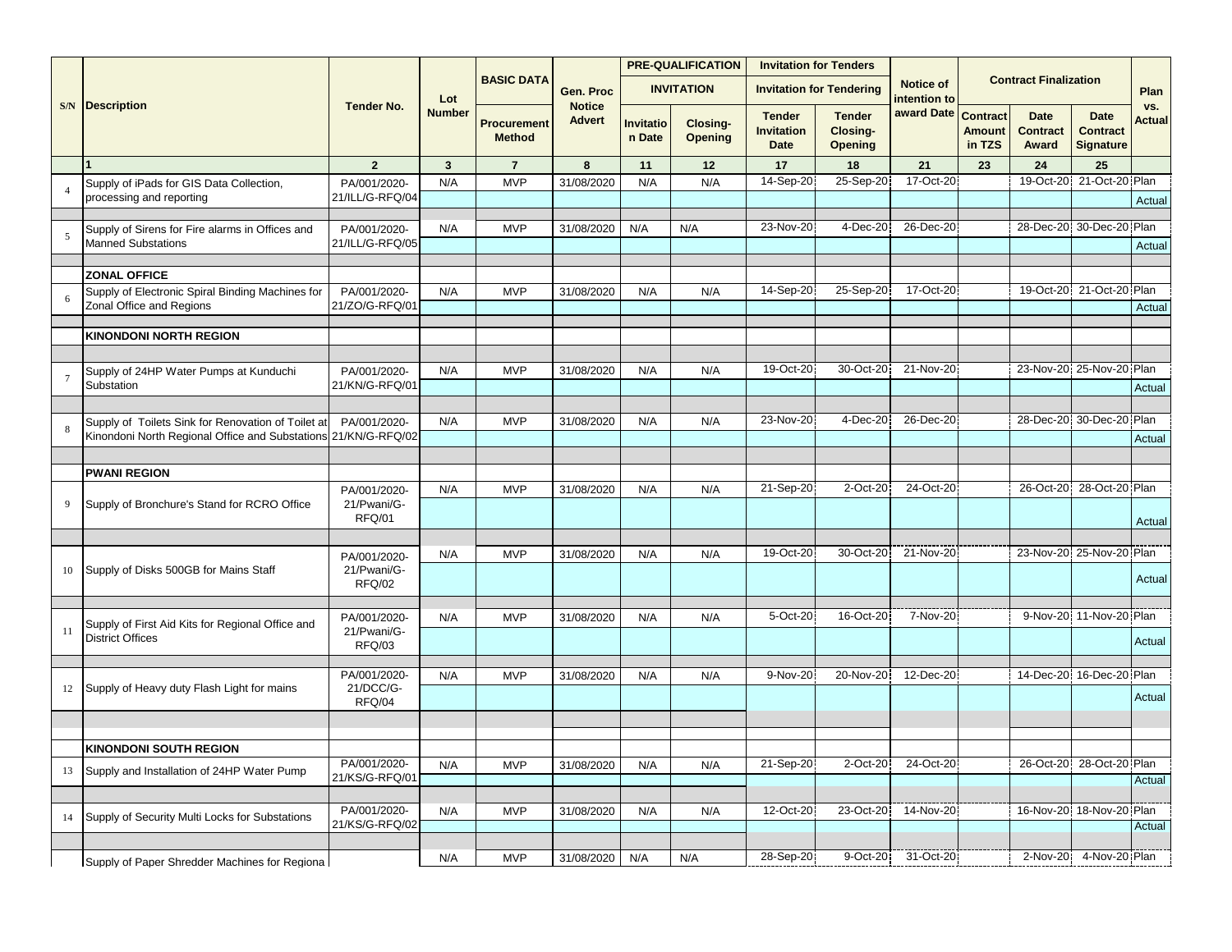| S/N | Description | Tender No. | Lot Number | BASIC DATA | Gen. Proc Notice Advert | PRE-QUALIFICATION | | Invitation for Tenders | | Notice of intention to award Date | Contract Finalization | | | Plan vs. Actual |
|---|---|---|---|---|---|---|---|---|---|---|---|---|---|---|
| | | | | | | INVITATION | | Invitation for Tendering | | | | | | |
| | | | | Procurement Method | | Invitation Date | Closing-Opening | Tender Invitation Date | Tender Closing-Opening | | Contract Amount in TZS | Date Contract Award | Date Contract Signature | |
| | 1 | 2 | 3 | 7 | 8 | 11 | 12 | 17 | 18 | 21 | 23 | 24 | 25 | |
| 4 | Supply of iPads for GIS Data Collection, processing and reporting | PA/001/2020-21/ILL/G-RFQ/04 | N/A | MVP | 31/08/2020 | N/A | N/A | 14-Sep-20 | 25-Sep-20 | 17-Oct-20 | | 19-Oct-20 | 21-Oct-20 | Plan |
| | | | | | | | | | | | | | | Actual |
| 5 | Supply of Sirens for Fire alarms in Offices and Manned Substations | PA/001/2020-21/ILL/G-RFQ/05 | N/A | MVP | 31/08/2020 | N/A | N/A | 23-Nov-20 | 4-Dec-20 | 26-Dec-20 | | 28-Dec-20 | 30-Dec-20 | Plan |
| | | | | | | | | | | | | | | Actual |
| | **ZONAL OFFICE** | | | | | | | | | | | | | |
| 6 | Supply of Electronic Spiral Binding Machines for Zonal Office and Regions | PA/001/2020-21/ZO/G-RFQ/01 | N/A | MVP | 31/08/2020 | N/A | N/A | 14-Sep-20 | 25-Sep-20 | 17-Oct-20 | | 19-Oct-20 | 21-Oct-20 | Plan |
| | | | | | | | | | | | | | | Actual |
| | **KINONDONI NORTH REGION** | | | | | | | | | | | | | |
| 7 | Supply of 24HP Water Pumps at Kunduchi Substation | PA/001/2020-21/KN/G-RFQ/01 | N/A | MVP | 31/08/2020 | N/A | N/A | 19-Oct-20 | 30-Oct-20 | 21-Nov-20 | | 23-Nov-20 | 25-Nov-20 | Plan |
| | | | | | | | | | | | | | | Actual |
| 8 | Supply of Toilets Sink for Renovation of Toilet at Kinondoni North Regional Office and Substations | PA/001/2020-21/KN/G-RFQ/02 | N/A | MVP | 31/08/2020 | N/A | N/A | 23-Nov-20 | 4-Dec-20 | 26-Dec-20 | | 28-Dec-20 | 30-Dec-20 | Plan |
| | | | | | | | | | | | | | | Actual |
| | **PWANI REGION** | | | | | | | | | | | | | |
| 9 | Supply of Bronchure's Stand for RCRO Office | PA/001/2020-21/Pwani/G-RFQ/01 | N/A | MVP | 31/08/2020 | N/A | N/A | 21-Sep-20 | 2-Oct-20 | 24-Oct-20 | | 26-Oct-20 | 28-Oct-20 | Plan |
| | | | | | | | | | | | | | | Actual |
| 10 | Supply of Disks 500GB for Mains Staff | PA/001/2020-21/Pwani/G-RFQ/02 | N/A | MVP | 31/08/2020 | N/A | N/A | 19-Oct-20 | 30-Oct-20 | 21-Nov-20 | | 23-Nov-20 | 25-Nov-20 | Plan |
| | | | | | | | | | | | | | | Actual |
| 11 | Supply of First Aid Kits for Regional Office and District Offices | PA/001/2020-21/Pwani/G-RFQ/03 | N/A | MVP | 31/08/2020 | N/A | N/A | 5-Oct-20 | 16-Oct-20 | 7-Nov-20 | | 9-Nov-20 | 11-Nov-20 | Plan |
| | | | | | | | | | | | | | | Actual |
| 12 | Supply of Heavy duty Flash Light for mains | PA/001/2020-21/DCC/G-RFQ/04 | N/A | MVP | 31/08/2020 | N/A | N/A | 9-Nov-20 | 20-Nov-20 | 12-Dec-20 | | 14-Dec-20 | 16-Dec-20 | Plan |
| | | | | | | | | | | | | | | Actual |
| | **KINONDONI SOUTH REGION** | | | | | | | | | | | | | |
| 13 | Supply and Installation of 24HP Water Pump | PA/001/2020-21/KS/G-RFQ/01 | N/A | MVP | 31/08/2020 | N/A | N/A | 21-Sep-20 | 2-Oct-20 | 24-Oct-20 | | 26-Oct-20 | 28-Oct-20 | Plan |
| | | | | | | | | | | | | | | Actual |
| 14 | Supply of Security Multi Locks for Substations | PA/001/2020-21/KS/G-RFQ/02 | N/A | MVP | 31/08/2020 | N/A | N/A | 12-Oct-20 | 23-Oct-20 | 14-Nov-20 | | 16-Nov-20 | 18-Nov-20 | Plan |
| | | | | | | | | | | | | | | Actual |
| | Supply of Paper Shredder Machines for Regiona | | N/A | MVP | 31/08/2020 | N/A | N/A | 28-Sep-20 | 9-Oct-20 | 31-Oct-20 | | 2-Nov-20 | 4-Nov-20 | Plan |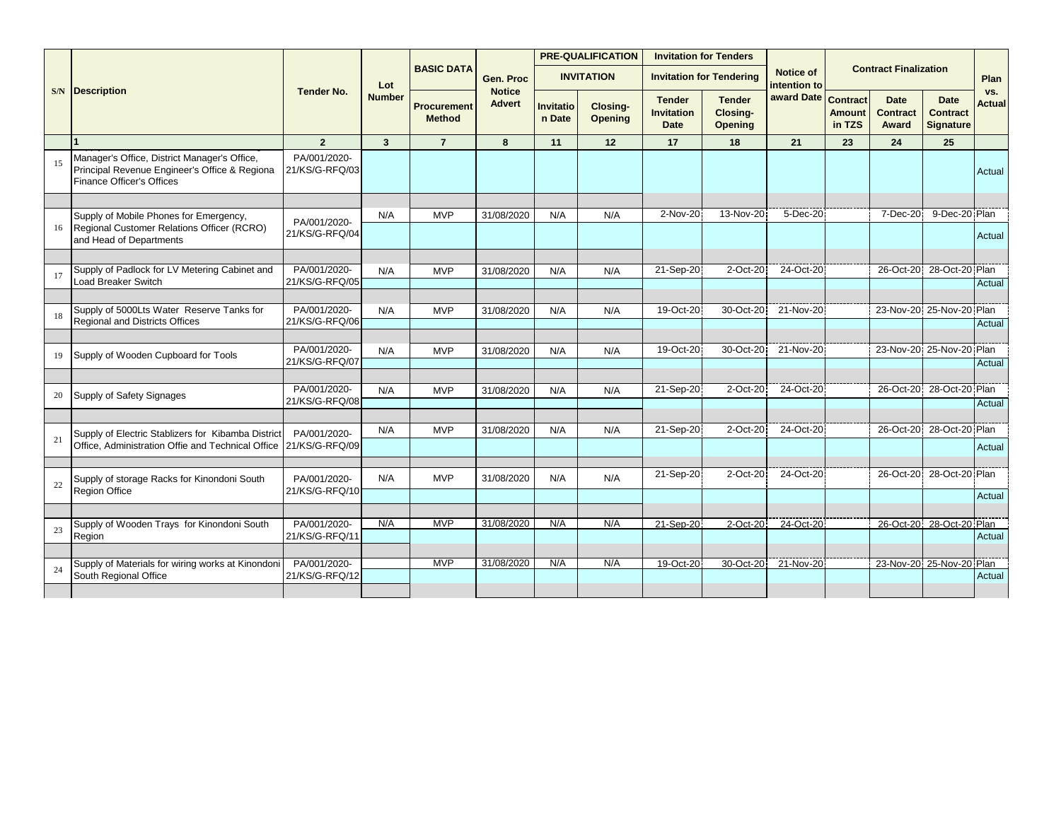| S/N | Description | Tender No. | Lot Number | BASIC DATA | Gen. Proc Notice Advert | PRE-QUALIFICATION | | Invitation for Tenders | | Notice of intention to award Date | Contract Finalization | | | Plan vs. Actual |
|---|---|---|---|---|---|---|---|---|---|---|---|---|---|---|
| | | | | | | INVITATION | | Invitation for Tendering | | | | | | |
| | | | | Procurement Method | | Invitation Date | Closing-Opening | Tender Invitation Date | Tender Closing-Opening | | Contract Amount in TZS | Date Contract Award | Date Contract Signature | |
| | 1 | 2 | 3 | 7 | 8 | 11 | 12 | 17 | 18 | 21 | 23 | 24 | 25 | |
| 15 | Manager's Office, District Manager's Office, Principal Revenue Engineer's Office & Regiona Finance Officer's Offices | PA/001/2020-21/KS/G-RFQ/03 | | | | | | | | | | | | Actual |
| 16 | Supply of Mobile Phones for Emergency, Regional Customer Relations Officer (RCRO) and Head of Departments | PA/001/2020-21/KS/G-RFQ/04 | N/A | MVP | 31/08/2020 | N/A | N/A | 2-Nov-20 | 13-Nov-20 | 5-Dec-20 | | 7-Dec-20 | 9-Dec-20 | Plan |
| | | | | | | | | | | | | | | Actual |
| 17 | Supply of Padlock for LV Metering Cabinet and Load Breaker Switch | PA/001/2020-21/KS/G-RFQ/05 | N/A | MVP | 31/08/2020 | N/A | N/A | 21-Sep-20 | 2-Oct-20 | 24-Oct-20 | | 26-Oct-20 | 28-Oct-20 | Plan |
| | | | | | | | | | | | | | | Actual |
| 18 | Supply of 5000Lts Water Reserve Tanks for Regional and Districts Offices | PA/001/2020-21/KS/G-RFQ/06 | N/A | MVP | 31/08/2020 | N/A | N/A | 19-Oct-20 | 30-Oct-20 | 21-Nov-20 | | 23-Nov-20 | 25-Nov-20 | Plan |
| | | | | | | | | | | | | | | Actual |
| 19 | Supply of Wooden Cupboard for Tools | PA/001/2020-21/KS/G-RFQ/07 | N/A | MVP | 31/08/2020 | N/A | N/A | 19-Oct-20 | 30-Oct-20 | 21-Nov-20 | | 23-Nov-20 | 25-Nov-20 | Plan |
| | | | | | | | | | | | | | | Actual |
| 20 | Supply of Safety Signages | PA/001/2020-21/KS/G-RFQ/08 | N/A | MVP | 31/08/2020 | N/A | N/A | 21-Sep-20 | 2-Oct-20 | 24-Oct-20 | | 26-Oct-20 | 28-Oct-20 | Plan |
| | | | | | | | | | | | | | | Actual |
| 21 | Supply of Electric Stablizers for Kibamba District Office, Administration Offie and Technical Office | PA/001/2020-21/KS/G-RFQ/09 | N/A | MVP | 31/08/2020 | N/A | N/A | 21-Sep-20 | 2-Oct-20 | 24-Oct-20 | | 26-Oct-20 | 28-Oct-20 | Plan |
| | | | | | | | | | | | | | | Actual |
| 22 | Supply of storage Racks for Kinondoni South Region Office | PA/001/2020-21/KS/G-RFQ/10 | N/A | MVP | 31/08/2020 | N/A | N/A | 21-Sep-20 | 2-Oct-20 | 24-Oct-20 | | 26-Oct-20 | 28-Oct-20 | Plan |
| | | | | | | | | | | | | | | Actual |
| 23 | Supply of Wooden Trays for Kinondoni South Region | PA/001/2020-21/KS/G-RFQ/11 | N/A | MVP | 31/08/2020 | N/A | N/A | 21-Sep-20 | 2-Oct-20 | 24-Oct-20 | | 26-Oct-20 | 28-Oct-20 | Plan |
| | | | | | | | | | | | | | | Actual |
| 24 | Supply of Materials for wiring works at Kinondoni South Regional Office | PA/001/2020-21/KS/G-RFQ/12 | | MVP | 31/08/2020 | N/A | N/A | 19-Oct-20 | 30-Oct-20 | 21-Nov-20 | | 23-Nov-20 | 25-Nov-20 | Plan |
| | | | | | | | | | | | | | | Actual |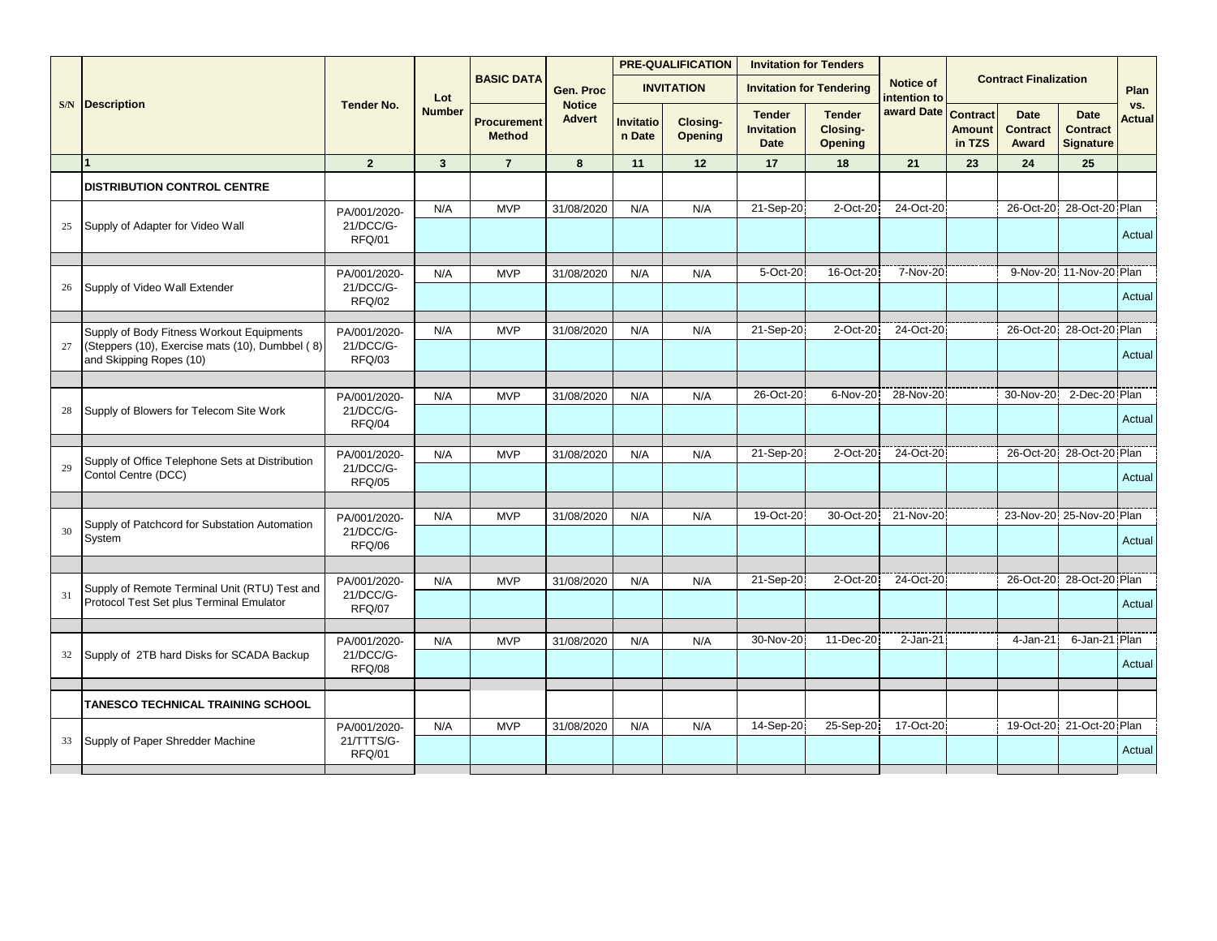| S/N | Description | Tender No. | Lot Number | BASIC DATA | Gen. Proc Notice Advert | PRE-QUALIFICATION INVITATION | | Invitation for Tenders Invitation for Tendering | | Notice of intention to award Date | Contract Finalization | | | Plan vs. Actual |
|---|---|---|---|---|---|---|---|---|---|---|---|---|---|---|
| | | | | Procurement Method | | Invitation Date | Closing-Opening | Tender Invitation Date | Tender Closing-Opening | | Contract Amount in TZS | Date Contract Award | Date Contract Signature | |
| | 1 | 2 | 3 | 7 | 8 | 11 | 12 | 17 | 18 | 21 | 23 | 24 | 25 | |
| | **DISTRIBUTION CONTROL CENTRE** | | | | | | | | | | | | | |
| 25 | Supply of Adapter for Video Wall | PA/001/2020-21/DCC/G-RFQ/01 | N/A | MVP | 31/08/2020 | N/A | N/A | 21-Sep-20 | 2-Oct-20 | 24-Oct-20 | | 26-Oct-20 | 28-Oct-20 | Plan |
| | | | | | | | | | | | | | | Actual |
| 26 | Supply of Video Wall Extender | PA/001/2020-21/DCC/G-RFQ/02 | N/A | MVP | 31/08/2020 | N/A | N/A | 5-Oct-20 | 16-Oct-20 | 7-Nov-20 | | 9-Nov-20 | 11-Nov-20 | Plan |
| | | | | | | | | | | | | | | Actual |
| 27 | Supply of Body Fitness Workout Equipments (Steppers (10), Exercise mats (10), Dumbbel ( 8) and Skipping Ropes (10) | PA/001/2020-21/DCC/G-RFQ/03 | N/A | MVP | 31/08/2020 | N/A | N/A | 21-Sep-20 | 2-Oct-20 | 24-Oct-20 | | 26-Oct-20 | 28-Oct-20 | Plan |
| | | | | | | | | | | | | | | Actual |
| 28 | Supply of Blowers for Telecom Site Work | PA/001/2020-21/DCC/G-RFQ/04 | N/A | MVP | 31/08/2020 | N/A | N/A | 26-Oct-20 | 6-Nov-20 | 28-Nov-20 | | 30-Nov-20 | 2-Dec-20 | Plan |
| | | | | | | | | | | | | | | Actual |
| 29 | Supply of Office Telephone Sets at Distribution Contol Centre (DCC) | PA/001/2020-21/DCC/G-RFQ/05 | N/A | MVP | 31/08/2020 | N/A | N/A | 21-Sep-20 | 2-Oct-20 | 24-Oct-20 | | 26-Oct-20 | 28-Oct-20 | Plan |
| | | | | | | | | | | | | | | Actual |
| 30 | Supply of Patchcord for Substation Automation System | PA/001/2020-21/DCC/G-RFQ/06 | N/A | MVP | 31/08/2020 | N/A | N/A | 19-Oct-20 | 30-Oct-20 | 21-Nov-20 | | 23-Nov-20 | 25-Nov-20 | Plan |
| | | | | | | | | | | | | | | Actual |
| 31 | Supply of Remote Terminal Unit (RTU) Test and Protocol Test Set plus Terminal Emulator | PA/001/2020-21/DCC/G-RFQ/07 | N/A | MVP | 31/08/2020 | N/A | N/A | 21-Sep-20 | 2-Oct-20 | 24-Oct-20 | | 26-Oct-20 | 28-Oct-20 | Plan |
| | | | | | | | | | | | | | | Actual |
| 32 | Supply of 2TB hard Disks for SCADA Backup | PA/001/2020-21/DCC/G-RFQ/08 | N/A | MVP | 31/08/2020 | N/A | N/A | 30-Nov-20 | 11-Dec-20 | 2-Jan-21 | | 4-Jan-21 | 6-Jan-21 | Plan |
| | | | | | | | | | | | | | | Actual |
| | **TANESCO TECHNICAL TRAINING SCHOOL** | | | | | | | | | | | | | |
| 33 | Supply of Paper Shredder Machine | PA/001/2020-21/TTTS/G-RFQ/01 | N/A | MVP | 31/08/2020 | N/A | N/A | 14-Sep-20 | 25-Sep-20 | 17-Oct-20 | | 19-Oct-20 | 21-Oct-20 | Plan |
| | | | | | | | | | | | | | | Actual |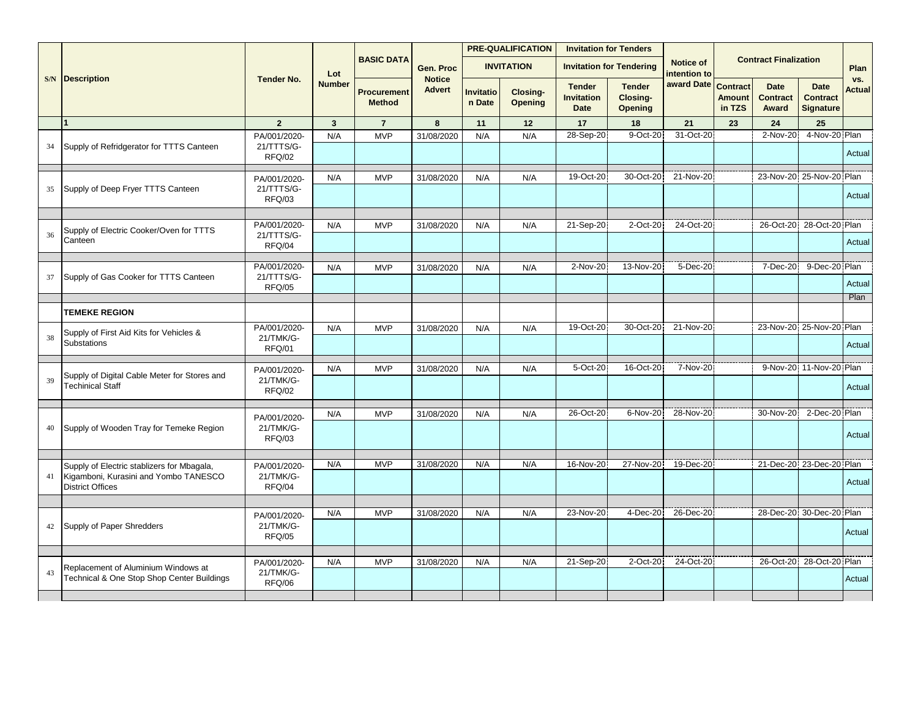| S/N | Description | Tender No. | Lot Number | BASIC DATA | Gen. Proc Notice Advert | PRE-QUALIFICATION INVITATION | | Invitation for Tenders / Invitation for Tendering | | Notice of intention to award Date | Contract Finalization | | | Plan vs. Actual |
|---|---|---|---|---|---|---|---|---|---|---|---|---|---|---|
| | | | | Procurement Method | | Invitation Date | Closing-Opening | Tender Invitation Date | Tender Closing-Opening | | Contract Amount in TZS | Date Contract Award | Date Contract Signature | |
| | 1 | 2 | 3 | 7 | 8 | 11 | 12 | 17 | 18 | 21 | 23 | 24 | 25 | |
| 34 | Supply of Refridgerator for TTTS Canteen | PA/001/2020-21/TTTS/G-RFQ/02 | N/A | MVP | 31/08/2020 | N/A | N/A | 28-Sep-20 | 9-Oct-20 | 31-Oct-20 | | 2-Nov-20 | 4-Nov-20 | Plan |
| | | | | | | | | | | | | | | Actual |
| 35 | Supply of Deep Fryer TTTS Canteen | PA/001/2020-21/TTTS/G-RFQ/03 | N/A | MVP | 31/08/2020 | N/A | N/A | 19-Oct-20 | 30-Oct-20 | 21-Nov-20 | | 23-Nov-20 | 25-Nov-20 | Plan |
| | | | | | | | | | | | | | | Actual |
| 36 | Supply of Electric Cooker/Oven for TTTS Canteen | PA/001/2020-21/TTTS/G-RFQ/04 | N/A | MVP | 31/08/2020 | N/A | N/A | 21-Sep-20 | 2-Oct-20 | 24-Oct-20 | | 26-Oct-20 | 28-Oct-20 | Plan |
| | | | | | | | | | | | | | | Actual |
| 37 | Supply of Gas Cooker for TTTS Canteen | PA/001/2020-21/TTTS/G-RFQ/05 | N/A | MVP | 31/08/2020 | N/A | N/A | 2-Nov-20 | 13-Nov-20 | 5-Dec-20 | | 7-Dec-20 | 9-Dec-20 | Plan |
| | | | | | | | | | | | | | | Actual |
| | | | | | | | | | | | | | | Plan |
| | **TEMEKE REGION** | | | | | | | | | | | | | |
| 38 | Supply of First Aid Kits for Vehicles & Substations | PA/001/2020-21/TMK/G-RFQ/01 | N/A | MVP | 31/08/2020 | N/A | N/A | 19-Oct-20 | 30-Oct-20 | 21-Nov-20 | | 23-Nov-20 | 25-Nov-20 | Plan |
| | | | | | | | | | | | | | | Actual |
| 39 | Supply of Digital Cable Meter for Stores and Techinical Staff | PA/001/2020-21/TMK/G-RFQ/02 | N/A | MVP | 31/08/2020 | N/A | N/A | 5-Oct-20 | 16-Oct-20 | 7-Nov-20 | | 9-Nov-20 | 11-Nov-20 | Plan |
| | | | | | | | | | | | | | | Actual |
| 40 | Supply of Wooden Tray for Temeke Region | PA/001/2020-21/TMK/G-RFQ/03 | N/A | MVP | 31/08/2020 | N/A | N/A | 26-Oct-20 | 6-Nov-20 | 28-Nov-20 | | 30-Nov-20 | 2-Dec-20 | Plan |
| | | | | | | | | | | | | | | Actual |
| 41 | Supply of Electric stablizers for Mbagala, Kigamboni, Kurasini and Yombo TANESCO District Offices | PA/001/2020-21/TMK/G-RFQ/04 | N/A | MVP | 31/08/2020 | N/A | N/A | 16-Nov-20 | 27-Nov-20 | 19-Dec-20 | | 21-Dec-20 | 23-Dec-20 | Plan |
| | | | | | | | | | | | | | | Actual |
| 42 | Supply of Paper Shredders | PA/001/2020-21/TMK/G-RFQ/05 | N/A | MVP | 31/08/2020 | N/A | N/A | 23-Nov-20 | 4-Dec-20 | 26-Dec-20 | | 28-Dec-20 | 30-Dec-20 | Plan |
| | | | | | | | | | | | | | | Actual |
| 43 | Replacement of Aluminium Windows at Technical & One Stop Shop Center Buildings | PA/001/2020-21/TMK/G-RFQ/06 | N/A | MVP | 31/08/2020 | N/A | N/A | 21-Sep-20 | 2-Oct-20 | 24-Oct-20 | | 26-Oct-20 | 28-Oct-20 | Plan |
| | | | | | | | | | | | | | | Actual |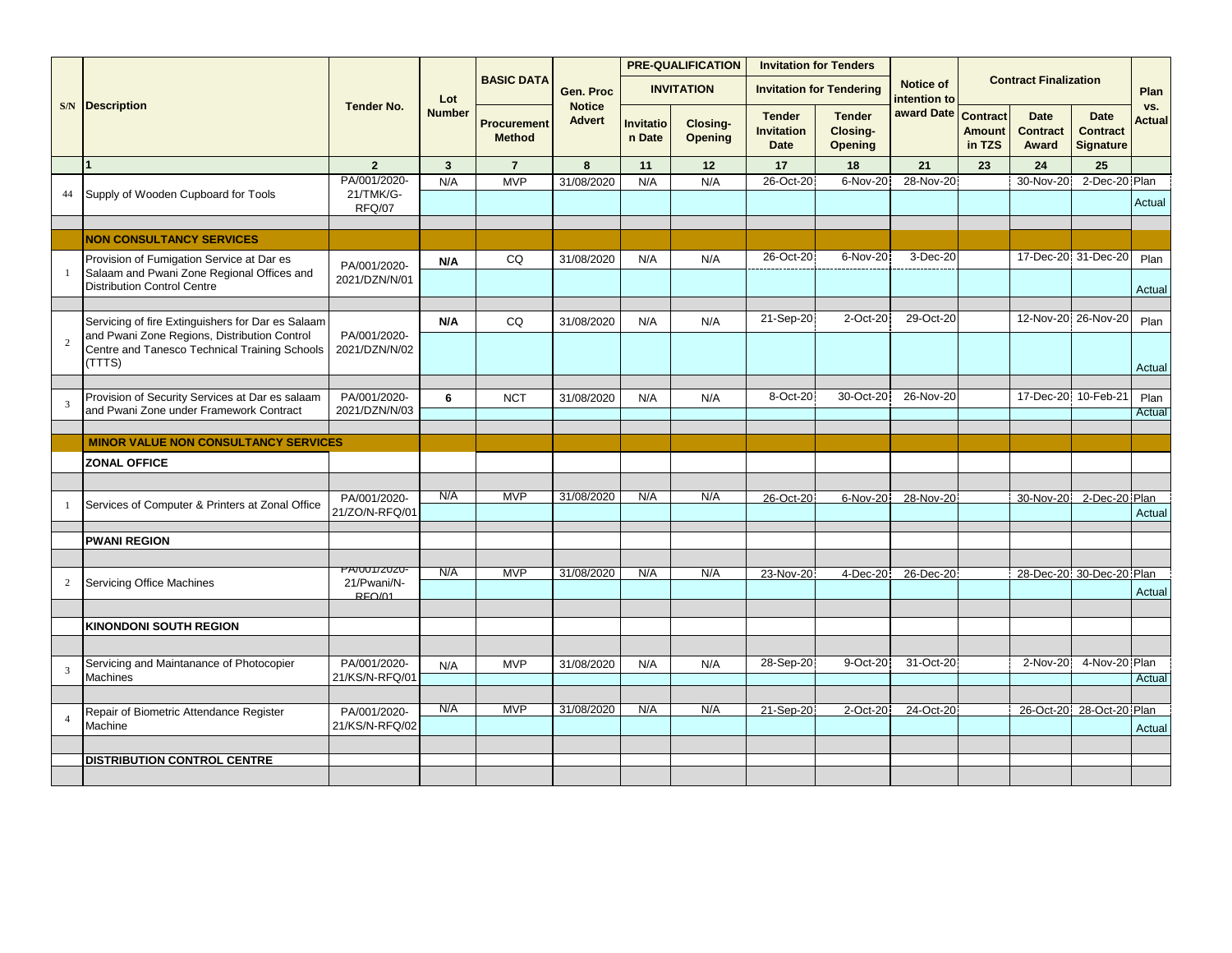| S/N | Description | Tender No. | Lot Number | BASIC DATA | Gen. Proc Notice Advert | PRE-QUALIFICATION INVITATION | | Invitation for Tenders Invitation for Tendering | | Notice of intention to award Date | Contract Finalization | | | Plan vs. Actual |
|---|---|---|---|---|---|---|---|---|---|---|---|---|---|---|
| | | | | Procurement Method | | Invitation Date | Closing-Opening | Tender Invitation Date | Tender Closing-Opening | | Contract Amount in TZS | Date Contract Award | Date Contract Signature | |
| | 1 | 2 | 3 | 7 | 8 | 11 | 12 | 17 | 18 | 21 | 23 | 24 | 25 | |
| 44 | Supply of Wooden Cupboard for Tools | PA/001/2020-21/TMK/G-RFQ/07 | N/A | MVP | 31/08/2020 | N/A | N/A | 26-Oct-20 | 6-Nov-20 | 28-Nov-20 | | 30-Nov-20 | 2-Dec-20 | Plan |
| | | | | | | | | | | | | | | Actual |
| | **NON CONSULTANCY SERVICES** | | | | | | | | | | | | | |
| 1 | Provision of Fumigation Service at Dar es Salaam and Pwani Zone Regional Offices and Distribution Control Centre | PA/001/2020-2021/DZN/N/01 | N/A | CQ | 31/08/2020 | N/A | N/A | 26-Oct-20 | 6-Nov-20 | 3-Dec-20 | | 17-Dec-20 | 31-Dec-20 | Plan |
| | | | | | | | | | | | | | | Actual |
| 2 | Servicing of fire Extinguishers for Dar es Salaam and Pwani Zone Regions, Distribution Control Centre and Tanesco Technical Training Schools (TTTS) | PA/001/2020-2021/DZN/N/02 | N/A | CQ | 31/08/2020 | N/A | N/A | 21-Sep-20 | 2-Oct-20 | 29-Oct-20 | | 12-Nov-20 | 26-Nov-20 | Plan |
| | | | | | | | | | | | | | | Actual |
| 3 | Provision of Security Services at Dar es salaam and Pwani Zone under Framework Contract | PA/001/2020-2021/DZN/N/03 | 6 | NCT | 31/08/2020 | N/A | N/A | 8-Oct-20 | 30-Oct-20 | 26-Nov-20 | | 17-Dec-20 | 10-Feb-21 | Plan |
| | | | | | | | | | | | | | | Actual |
| | **MINOR VALUE NON CONSULTANCY SERVICES** | | | | | | | | | | | | | |
| | **ZONAL OFFICE** | | | | | | | | | | | | | |
| 1 | Services of Computer & Printers at Zonal Office | PA/001/2020-21/ZO/N-RFQ/01 | N/A | MVP | 31/08/2020 | N/A | N/A | 26-Oct-20 | 6-Nov-20 | 28-Nov-20 | | 30-Nov-20 | 2-Dec-20 | Plan |
| | | | | | | | | | | | | | | Actual |
| | **PWANI REGION** | | | | | | | | | | | | | |
| 2 | Servicing Office Machines | PA/001/2020-21/Pwani/N-RFQ/01 | N/A | MVP | 31/08/2020 | N/A | N/A | 23-Nov-20 | 4-Dec-20 | 26-Dec-20 | | 28-Dec-20 | 30-Dec-20 | Plan |
| | | | | | | | | | | | | | | Actual |
| | **KINONDONI SOUTH REGION** | | | | | | | | | | | | | |
| 3 | Servicing and Maintanance of Photocopier Machines | PA/001/2020-21/KS/N-RFQ/01 | N/A | MVP | 31/08/2020 | N/A | N/A | 28-Sep-20 | 9-Oct-20 | 31-Oct-20 | | 2-Nov-20 | 4-Nov-20 | Plan |
| | | | | | | | | | | | | | | Actual |
| 4 | Repair of Biometric Attendance Register Machine | PA/001/2020-21/KS/N-RFQ/02 | N/A | MVP | 31/08/2020 | N/A | N/A | 21-Sep-20 | 2-Oct-20 | 24-Oct-20 | | 26-Oct-20 | 28-Oct-20 | Plan |
| | | | | | | | | | | | | | | Actual |
| | **DISTRIBUTION CONTROL CENTRE** | | | | | | | | | | | | | |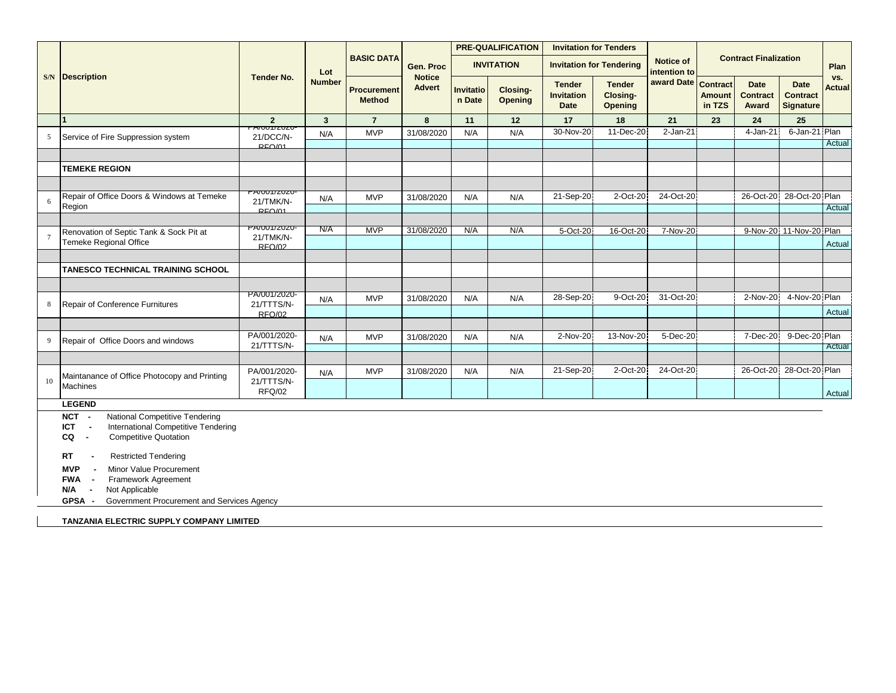| S/N | Description | Tender No. | Lot Number | BASIC DATA | Gen. Proc Notice Advert | PRE-QUALIFICATION INVITATION | | Invitation for Tenders / Invitation for Tendering | | Notice of intention to award Date | Contract Finalization | | | Plan vs. Actual |
|---|---|---|---|---|---|---|---|---|---|---|---|---|---|---|
| | | | | Procurement Method | | Invitation Date | Closing-Opening | Tender Invitation Date | Tender Closing-Opening | | Contract Amount in TZS | Date Contract Award | Date Contract Signature | |
| | 1 | 2 | 3 | 7 | 8 | 11 | 12 | 17 | 18 | 21 | 23 | 24 | 25 | |
| 5 | Service of Fire Suppression system | PA/001/2020-21/DCC/N-RFQ/01 | N/A | MVP | 31/08/2020 | N/A | N/A | 30-Nov-20 | 11-Dec-20 | 2-Jan-21 | | 4-Jan-21 | 6-Jan-21 | Plan |
| | | | | | | | | | | | | | | Actual |
| | **TEMEKE REGION** | | | | | | | | | | | | | |
| 6 | Repair of Office Doors & Windows at Temeke Region | PA/001/2020-21/TMK/N-RFQ/01 | N/A | MVP | 31/08/2020 | N/A | N/A | 21-Sep-20 | 2-Oct-20 | 24-Oct-20 | | 26-Oct-20 | 28-Oct-20 | Plan |
| | | | | | | | | | | | | | | Actual |
| 7 | Renovation of Septic Tank & Sock Pit at Temeke Regional Office | PA/001/2020-21/TMK/N-RFQ/02 | N/A | MVP | 31/08/2020 | N/A | N/A | 5-Oct-20 | 16-Oct-20 | 7-Nov-20 | | 9-Nov-20 | 11-Nov-20 | Plan |
| | | | | | | | | | | | | | | Actual |
| | **TANESCO TECHNICAL TRAINING SCHOOL** | | | | | | | | | | | | | |
| 8 | Repair of Conference Furnitures | PA/001/2020-21/TTTS/N-RFQ/02 | N/A | MVP | 31/08/2020 | N/A | N/A | 28-Sep-20 | 9-Oct-20 | 31-Oct-20 | | 2-Nov-20 | 4-Nov-20 | Plan |
| | | | | | | | | | | | | | | Actual |
| 9 | Repair of Office Doors and windows | PA/001/2020-21/TTTS/N- | N/A | MVP | 31/08/2020 | N/A | N/A | 2-Nov-20 | 13-Nov-20 | 5-Dec-20 | | 7-Dec-20 | 9-Dec-20 | Plan |
| | | | | | | | | | | | | | | Actual |
| 10 | Maintanance of Office Photocopy and Printing Machines | PA/001/2020-21/TTTS/N-RFQ/02 | N/A | MVP | 31/08/2020 | N/A | N/A | 21-Sep-20 | 2-Oct-20 | 24-Oct-20 | | 26-Oct-20 | 28-Oct-20 | Plan |
| | | | | | | | | | | | | | | Actual |

**LEGEND**

**NCT** - National Competitive Tendering
**ICT** - International Competitive Tendering
**CQ** - Competitive Quotation

**RT** - Restricted Tendering

**MVP** - Minor Value Procurement
**FWA** - Framework Agreement
**N/A** - Not Applicable
**GPSA** - Government Procurement and Services Agency

**TANZANIA ELECTRIC SUPPLY COMPANY LIMITED**